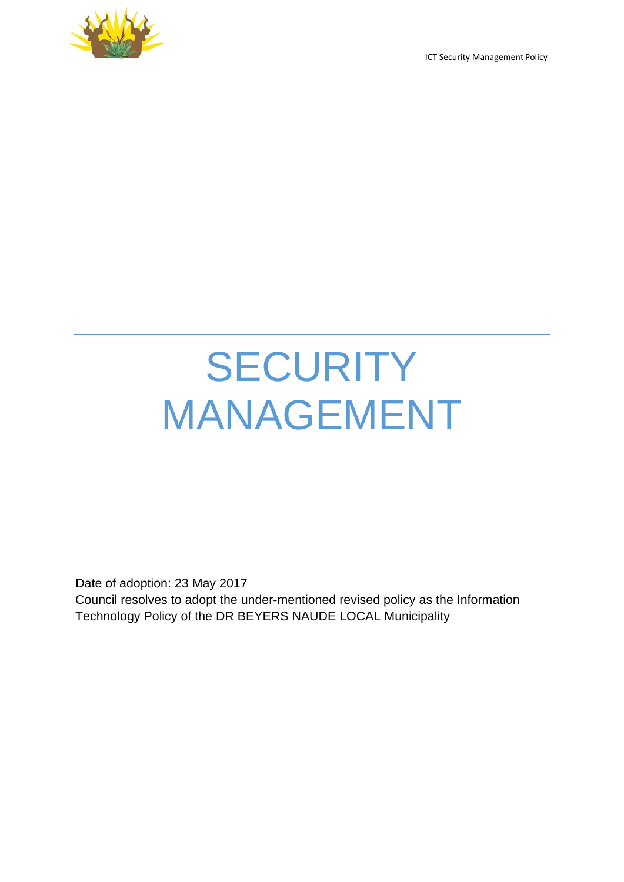# SECURITY MANAGEMENT

Date of adoption: 23 May 2017

Council resolves to adopt the under-mentioned revised policy as the Information Technology Policy of the DR BEYERS NAUDE LOCAL Municipality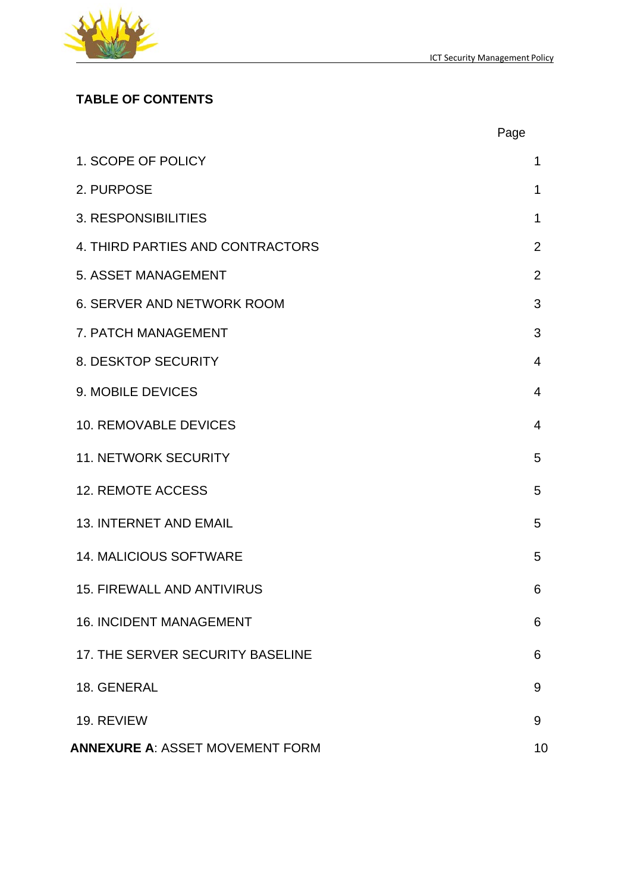**TABLE OF CONTENTS**

| | Page |
|---|---|
| 1. SCOPE OF POLICY | 1 |
| 2. PURPOSE | 1 |
| 3. RESPONSIBILITIES | 1 |
| 4. THIRD PARTIES AND CONTRACTORS | 2 |
| 5. ASSET MANAGEMENT | 2 |
| 6. SERVER AND NETWORK ROOM | 3 |
| 7. PATCH MANAGEMENT | 3 |
| 8. DESKTOP SECURITY | 4 |
| 9. MOBILE DEVICES | 4 |
| 10. REMOVABLE DEVICES | 4 |
| 11. NETWORK SECURITY | 5 |
| 12. REMOTE ACCESS | 5 |
| 13. INTERNET AND EMAIL | 5 |
| 14. MALICIOUS SOFTWARE | 5 |
| 15. FIREWALL AND ANTIVIRUS | 6 |
| 16. INCIDENT MANAGEMENT | 6 |
| 17. THE SERVER SECURITY BASELINE | 6 |
| 18. GENERAL | 9 |
| 19. REVIEW | 9 |
| **ANNEXURE A**: ASSET MOVEMENT FORM | 10 |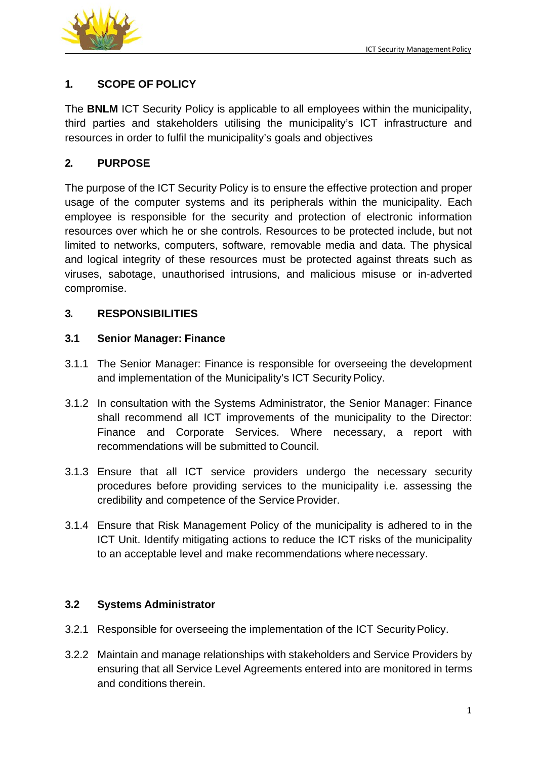## 1. SCOPE OF POLICY

The **BNLM** ICT Security Policy is applicable to all employees within the municipality, third parties and stakeholders utilising the municipality's ICT infrastructure and resources in order to fulfil the municipality's goals and objectives

## 2. PURPOSE

The purpose of the ICT Security Policy is to ensure the effective protection and proper usage of the computer systems and its peripherals within the municipality. Each employee is responsible for the security and protection of electronic information resources over which he or she controls. Resources to be protected include, but not limited to networks, computers, software, removable media and data. The physical and logical integrity of these resources must be protected against threats such as viruses, sabotage, unauthorised intrusions, and malicious misuse or in-adverted compromise.

## 3. RESPONSIBILITIES

### 3.1 Senior Manager: Finance

3.1.1 The Senior Manager: Finance is responsible for overseeing the development and implementation of the Municipality's ICT Security Policy.

3.1.2 In consultation with the Systems Administrator, the Senior Manager: Finance shall recommend all ICT improvements of the municipality to the Director: Finance and Corporate Services. Where necessary, a report with recommendations will be submitted to Council.

3.1.3 Ensure that all ICT service providers undergo the necessary security procedures before providing services to the municipality i.e. assessing the credibility and competence of the Service Provider.

3.1.4 Ensure that Risk Management Policy of the municipality is adhered to in the ICT Unit. Identify mitigating actions to reduce the ICT risks of the municipality to an acceptable level and make recommendations where necessary.

### 3.2 Systems Administrator

3.2.1 Responsible for overseeing the implementation of the ICT Security Policy.

3.2.2 Maintain and manage relationships with stakeholders and Service Providers by ensuring that all Service Level Agreements entered into are monitored in terms and conditions therein.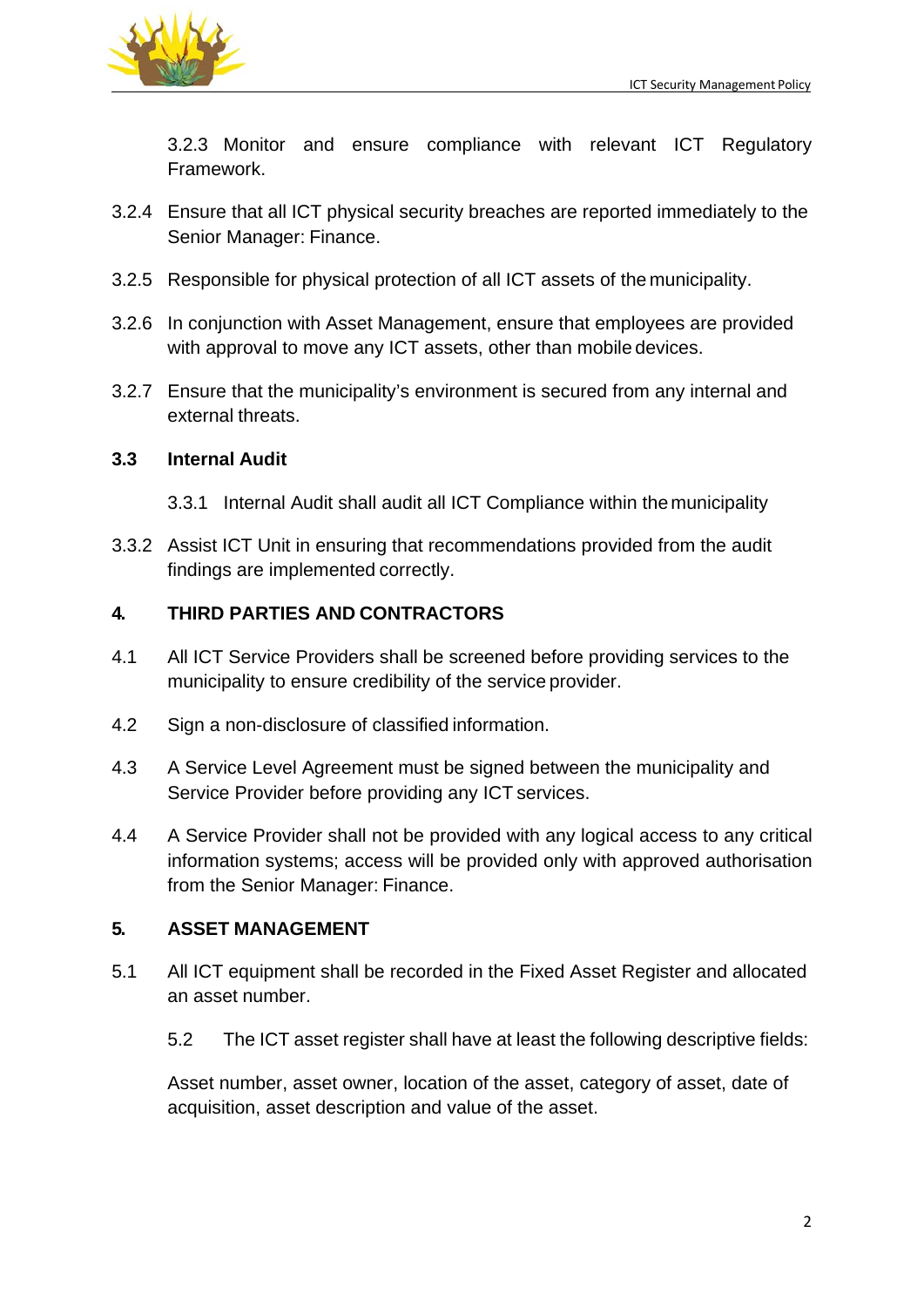3.2.3 Monitor and ensure compliance with relevant ICT Regulatory Framework.

3.2.4 Ensure that all ICT physical security breaches are reported immediately to the Senior Manager: Finance.

3.2.5 Responsible for physical protection of all ICT assets of the municipality.

3.2.6 In conjunction with Asset Management, ensure that employees are provided with approval to move any ICT assets, other than mobile devices.

3.2.7 Ensure that the municipality's environment is secured from any internal and external threats.

**3.3 Internal Audit**

3.3.1 Internal Audit shall audit all ICT Compliance within the municipality

3.3.2 Assist ICT Unit in ensuring that recommendations provided from the audit findings are implemented correctly.

## 4. THIRD PARTIES AND CONTRACTORS

4.1 All ICT Service Providers shall be screened before providing services to the municipality to ensure credibility of the service provider.

4.2 Sign a non-disclosure of classified information.

4.3 A Service Level Agreement must be signed between the municipality and Service Provider before providing any ICT services.

4.4 A Service Provider shall not be provided with any logical access to any critical information systems; access will be provided only with approved authorisation from the Senior Manager: Finance.

## 5. ASSET MANAGEMENT

5.1 All ICT equipment shall be recorded in the Fixed Asset Register and allocated an asset number.

5.2 The ICT asset register shall have at least the following descriptive fields:

Asset number, asset owner, location of the asset, category of asset, date of acquisition, asset description and value of the asset.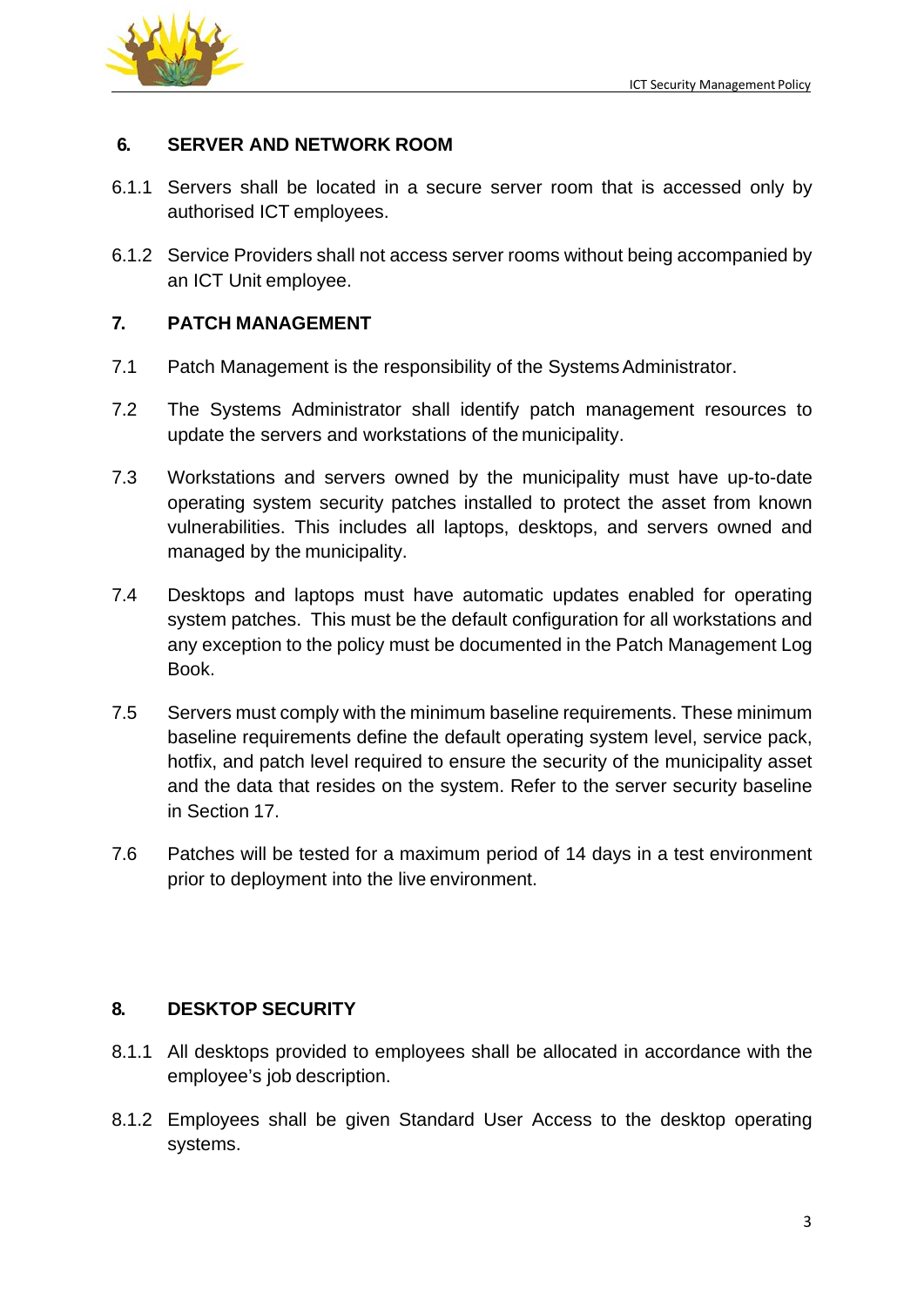## 6. SERVER AND NETWORK ROOM

6.1.1 Servers shall be located in a secure server room that is accessed only by authorised ICT employees.

6.1.2 Service Providers shall not access server rooms without being accompanied by an ICT Unit employee.

## 7. PATCH MANAGEMENT

7.1 Patch Management is the responsibility of the Systems Administrator.

7.2 The Systems Administrator shall identify patch management resources to update the servers and workstations of the municipality.

7.3 Workstations and servers owned by the municipality must have up-to-date operating system security patches installed to protect the asset from known vulnerabilities. This includes all laptops, desktops, and servers owned and managed by the municipality.

7.4 Desktops and laptops must have automatic updates enabled for operating system patches. This must be the default configuration for all workstations and any exception to the policy must be documented in the Patch Management Log Book.

7.5 Servers must comply with the minimum baseline requirements. These minimum baseline requirements define the default operating system level, service pack, hotfix, and patch level required to ensure the security of the municipality asset and the data that resides on the system. Refer to the server security baseline in Section 17.

7.6 Patches will be tested for a maximum period of 14 days in a test environment prior to deployment into the live environment.

## 8. DESKTOP SECURITY

8.1.1 All desktops provided to employees shall be allocated in accordance with the employee's job description.

8.1.2 Employees shall be given Standard User Access to the desktop operating systems.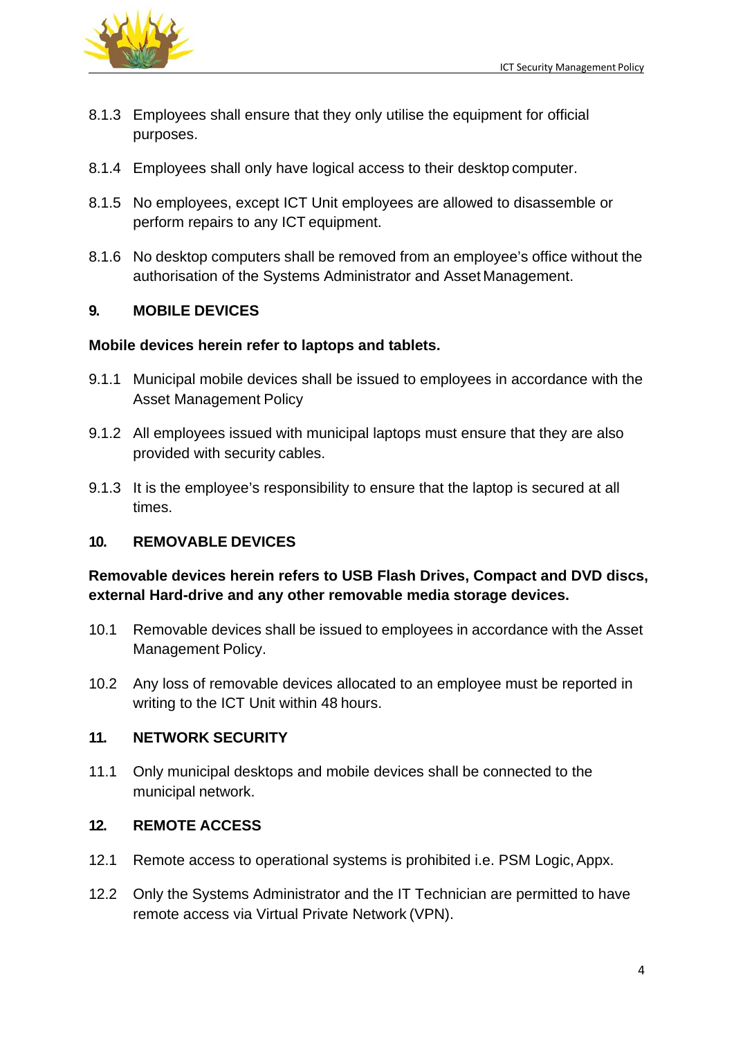8.1.3 Employees shall ensure that they only utilise the equipment for official purposes.

8.1.4 Employees shall only have logical access to their desktop computer.

8.1.5 No employees, except ICT Unit employees are allowed to disassemble or perform repairs to any ICT equipment.

8.1.6 No desktop computers shall be removed from an employee's office without the authorisation of the Systems Administrator and Asset Management.

## 9. MOBILE DEVICES

**Mobile devices herein refer to laptops and tablets.**

9.1.1 Municipal mobile devices shall be issued to employees in accordance with the Asset Management Policy

9.1.2 All employees issued with municipal laptops must ensure that they are also provided with security cables.

9.1.3 It is the employee's responsibility to ensure that the laptop is secured at all times.

## 10. REMOVABLE DEVICES

**Removable devices herein refers to USB Flash Drives, Compact and DVD discs, external Hard-drive and any other removable media storage devices.**

10.1 Removable devices shall be issued to employees in accordance with the Asset Management Policy.

10.2 Any loss of removable devices allocated to an employee must be reported in writing to the ICT Unit within 48 hours.

## 11. NETWORK SECURITY

11.1 Only municipal desktops and mobile devices shall be connected to the municipal network.

## 12. REMOTE ACCESS

12.1 Remote access to operational systems is prohibited i.e. PSM Logic, Appx.

12.2 Only the Systems Administrator and the IT Technician are permitted to have remote access via Virtual Private Network (VPN).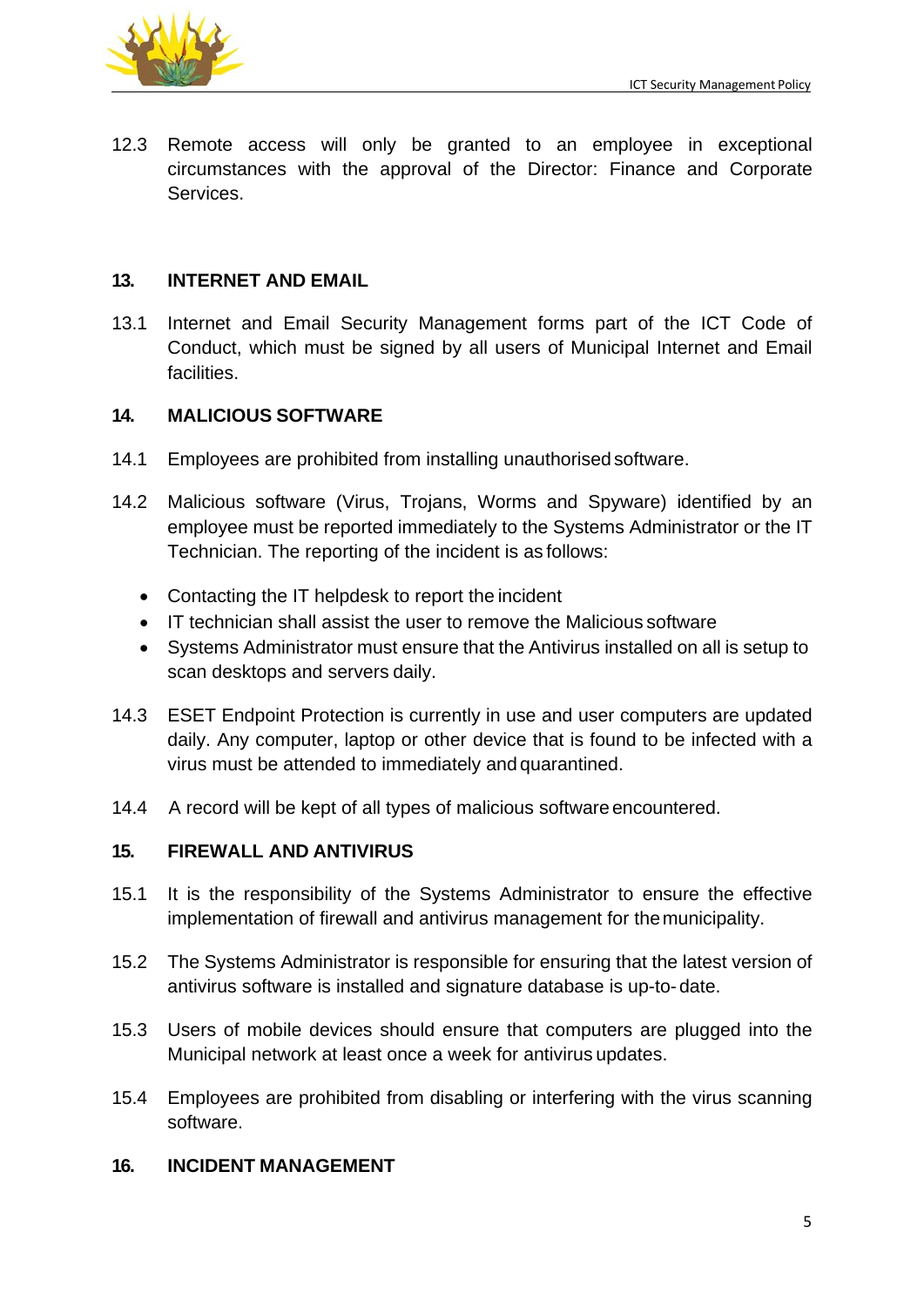12.3 Remote access will only be granted to an employee in exceptional circumstances with the approval of the Director: Finance and Corporate Services.

## 13. INTERNET AND EMAIL

13.1 Internet and Email Security Management forms part of the ICT Code of Conduct, which must be signed by all users of Municipal Internet and Email facilities.

## 14. MALICIOUS SOFTWARE

14.1 Employees are prohibited from installing unauthorised software.

14.2 Malicious software (Virus, Trojans, Worms and Spyware) identified by an employee must be reported immediately to the Systems Administrator or the IT Technician. The reporting of the incident is as follows:

- Contacting the IT helpdesk to report the incident
- IT technician shall assist the user to remove the Malicious software
- Systems Administrator must ensure that the Antivirus installed on all is setup to scan desktops and servers daily.

14.3 ESET Endpoint Protection is currently in use and user computers are updated daily. Any computer, laptop or other device that is found to be infected with a virus must be attended to immediately and quarantined.

14.4 A record will be kept of all types of malicious software encountered.

## 15. FIREWALL AND ANTIVIRUS

15.1 It is the responsibility of the Systems Administrator to ensure the effective implementation of firewall and antivirus management for the municipality.

15.2 The Systems Administrator is responsible for ensuring that the latest version of antivirus software is installed and signature database is up-to- date.

15.3 Users of mobile devices should ensure that computers are plugged into the Municipal network at least once a week for antivirus updates.

15.4 Employees are prohibited from disabling or interfering with the virus scanning software.

## 16. INCIDENT MANAGEMENT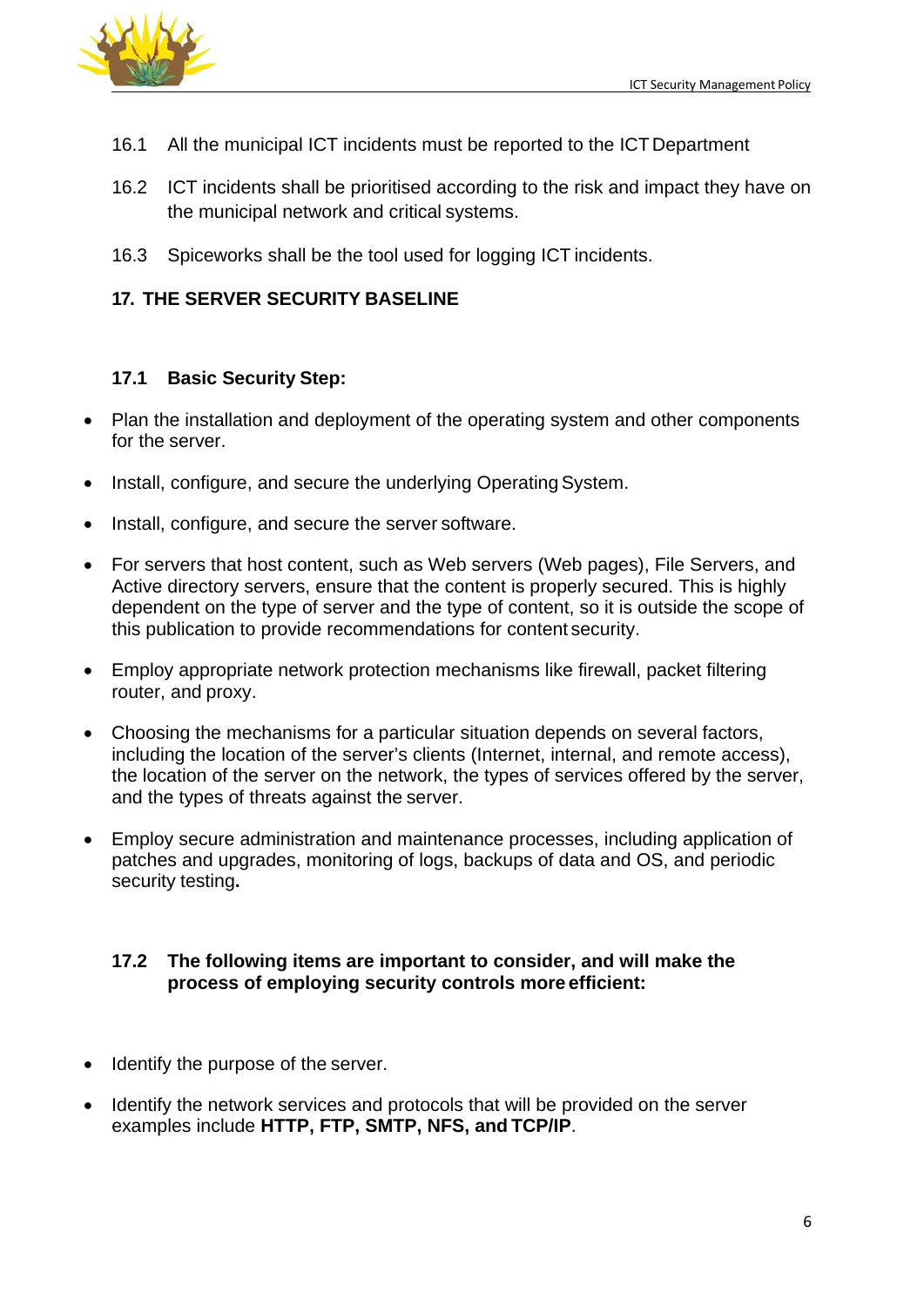16.1 All the municipal ICT incidents must be reported to the ICT Department

16.2 ICT incidents shall be prioritised according to the risk and impact they have on the municipal network and critical systems.

16.3 Spiceworks shall be the tool used for logging ICT incidents.

## 17. THE SERVER SECURITY BASELINE

### 17.1 Basic Security Step:

- Plan the installation and deployment of the operating system and other components for the server.
- Install, configure, and secure the underlying Operating System.
- Install, configure, and secure the server software.
- For servers that host content, such as Web servers (Web pages), File Servers, and Active directory servers, ensure that the content is properly secured. This is highly dependent on the type of server and the type of content, so it is outside the scope of this publication to provide recommendations for content security.
- Employ appropriate network protection mechanisms like firewall, packet filtering router, and proxy.
- Choosing the mechanisms for a particular situation depends on several factors, including the location of the server's clients (Internet, internal, and remote access), the location of the server on the network, the types of services offered by the server, and the types of threats against the server.
- Employ secure administration and maintenance processes, including application of patches and upgrades, monitoring of logs, backups of data and OS, and periodic security testing**.**

### 17.2 The following items are important to consider, and will make the process of employing security controls more efficient:

- Identify the purpose of the server.
- Identify the network services and protocols that will be provided on the server examples include **HTTP, FTP, SMTP, NFS, and TCP/IP**.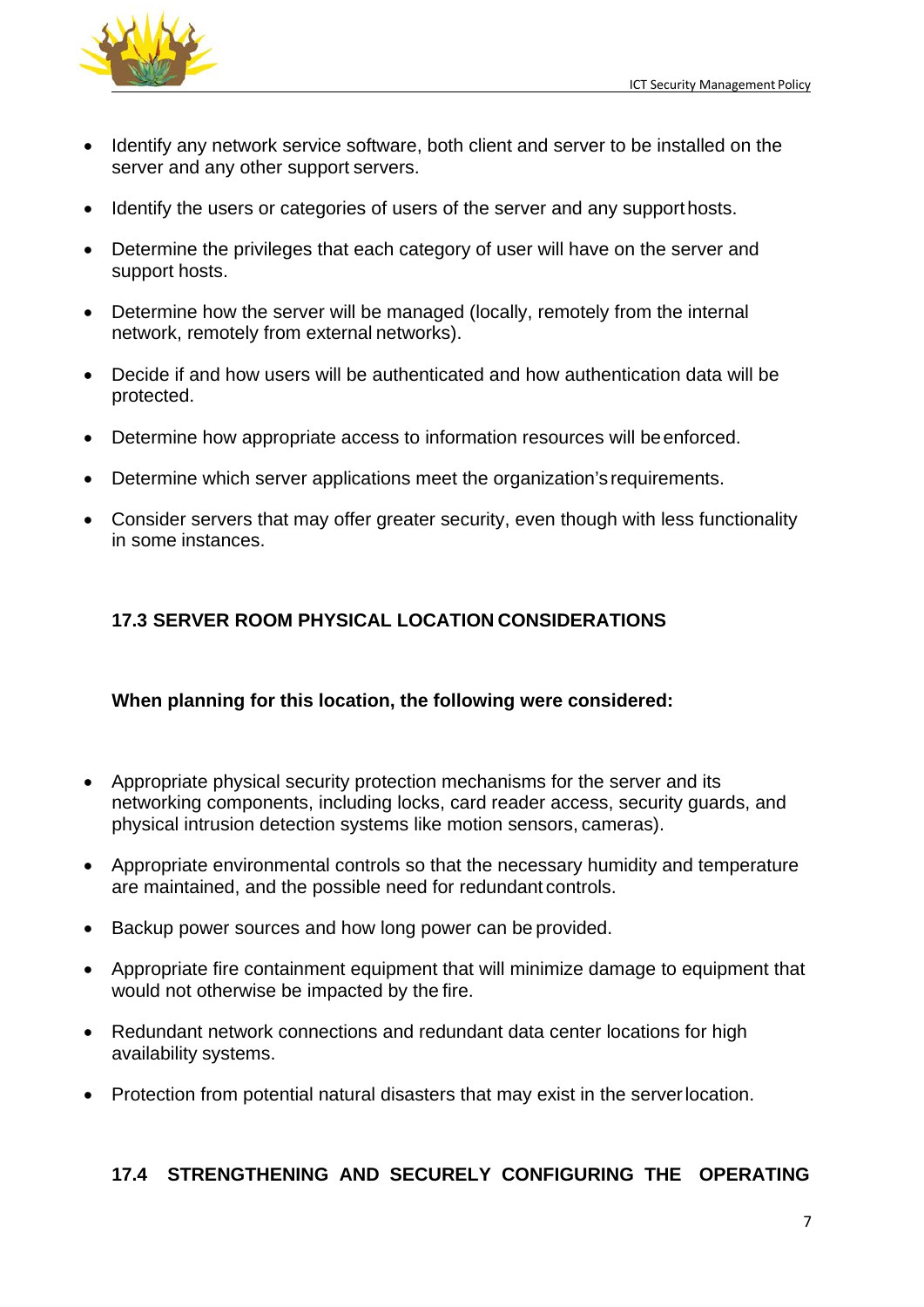- Identify any network service software, both client and server to be installed on the server and any other support servers.
- Identify the users or categories of users of the server and any support hosts.
- Determine the privileges that each category of user will have on the server and support hosts.
- Determine how the server will be managed (locally, remotely from the internal network, remotely from external networks).
- Decide if and how users will be authenticated and how authentication data will be protected.
- Determine how appropriate access to information resources will be enforced.
- Determine which server applications meet the organization's requirements.
- Consider servers that may offer greater security, even though with less functionality in some instances.

### 17.3 SERVER ROOM PHYSICAL LOCATION CONSIDERATIONS

**When planning for this location, the following were considered:**

- Appropriate physical security protection mechanisms for the server and its networking components, including locks, card reader access, security guards, and physical intrusion detection systems like motion sensors, cameras).
- Appropriate environmental controls so that the necessary humidity and temperature are maintained, and the possible need for redundant controls.
- Backup power sources and how long power can be provided.
- Appropriate fire containment equipment that will minimize damage to equipment that would not otherwise be impacted by the fire.
- Redundant network connections and redundant data center locations for high availability systems.
- Protection from potential natural disasters that may exist in the server location.

### 17.4 STRENGTHENING AND SECURELY CONFIGURING THE OPERATING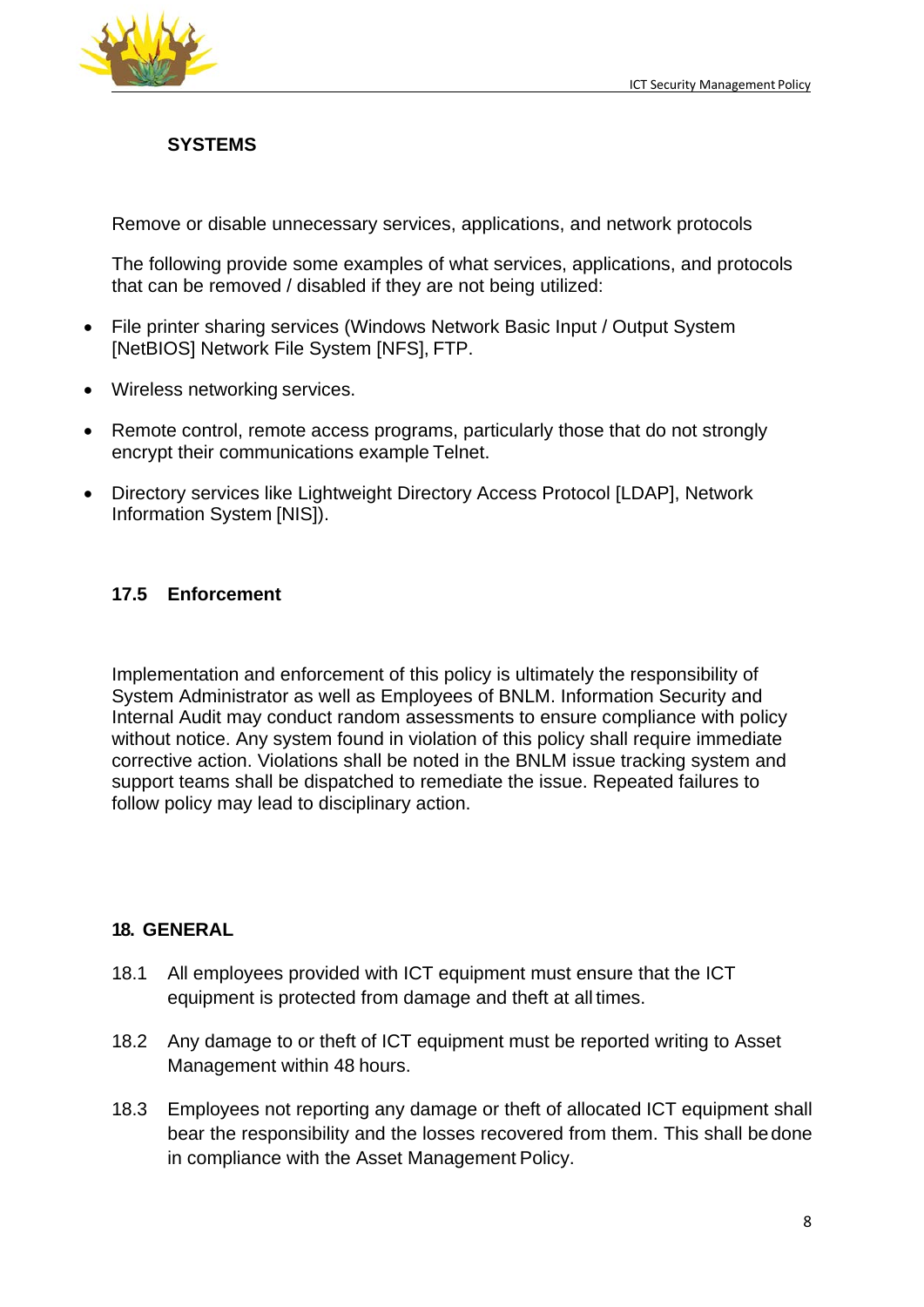**SYSTEMS**

Remove or disable unnecessary services, applications, and network protocols

The following provide some examples of what services, applications, and protocols that can be removed / disabled if they are not being utilized:

- File printer sharing services (Windows Network Basic Input / Output System [NetBIOS] Network File System [NFS], FTP.
- Wireless networking services.
- Remote control, remote access programs, particularly those that do not strongly encrypt their communications example Telnet.
- Directory services like Lightweight Directory Access Protocol [LDAP], Network Information System [NIS]).

### 17.5 Enforcement

Implementation and enforcement of this policy is ultimately the responsibility of System Administrator as well as Employees of BNLM. Information Security and Internal Audit may conduct random assessments to ensure compliance with policy without notice. Any system found in violation of this policy shall require immediate corrective action. Violations shall be noted in the BNLM issue tracking system and support teams shall be dispatched to remediate the issue. Repeated failures to follow policy may lead to disciplinary action.

## 18. GENERAL

18.1 All employees provided with ICT equipment must ensure that the ICT equipment is protected from damage and theft at all times.

18.2 Any damage to or theft of ICT equipment must be reported writing to Asset Management within 48 hours.

18.3 Employees not reporting any damage or theft of allocated ICT equipment shall bear the responsibility and the losses recovered from them. This shall be done in compliance with the Asset Management Policy.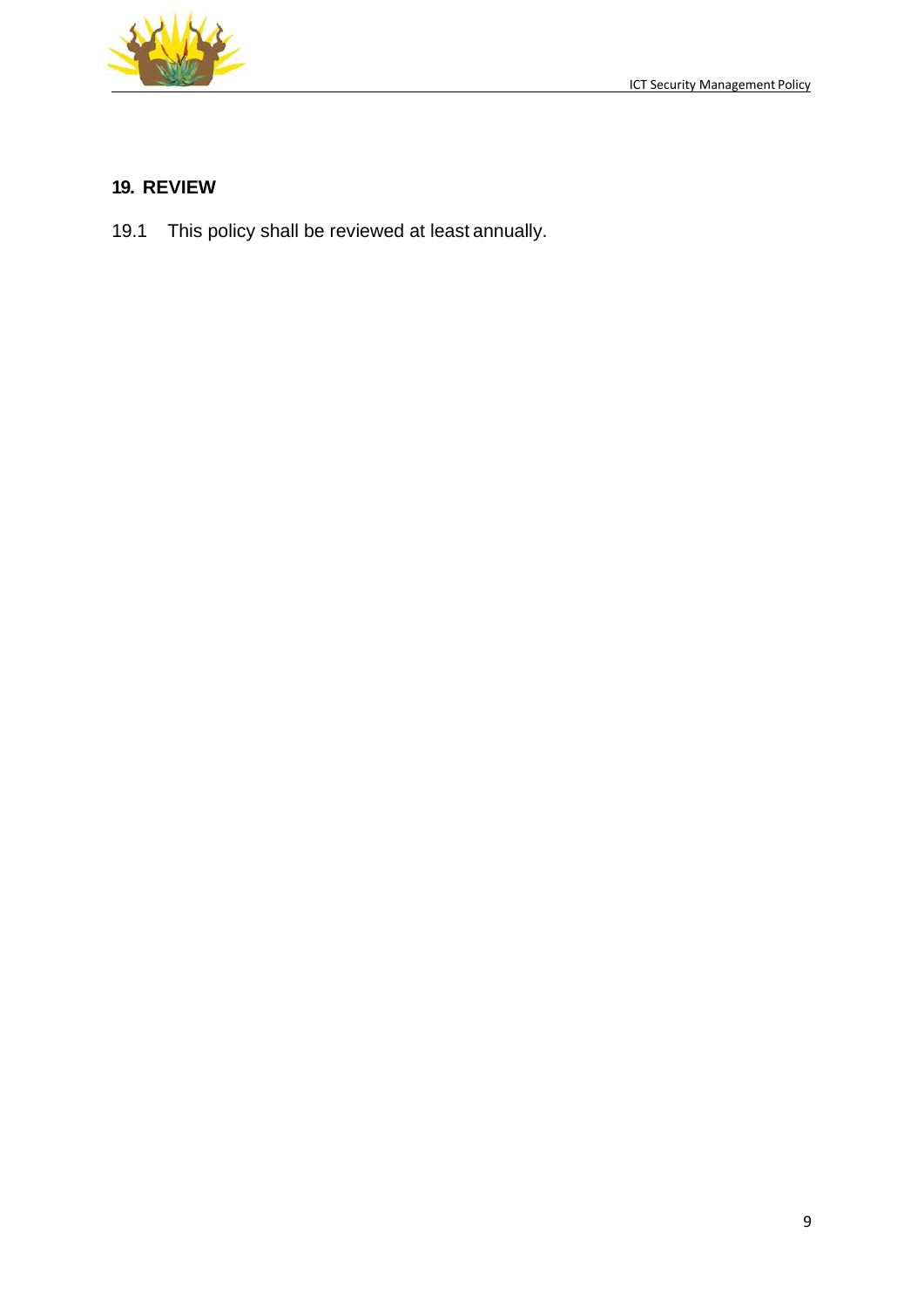## 19. REVIEW

19.1 This policy shall be reviewed at least annually.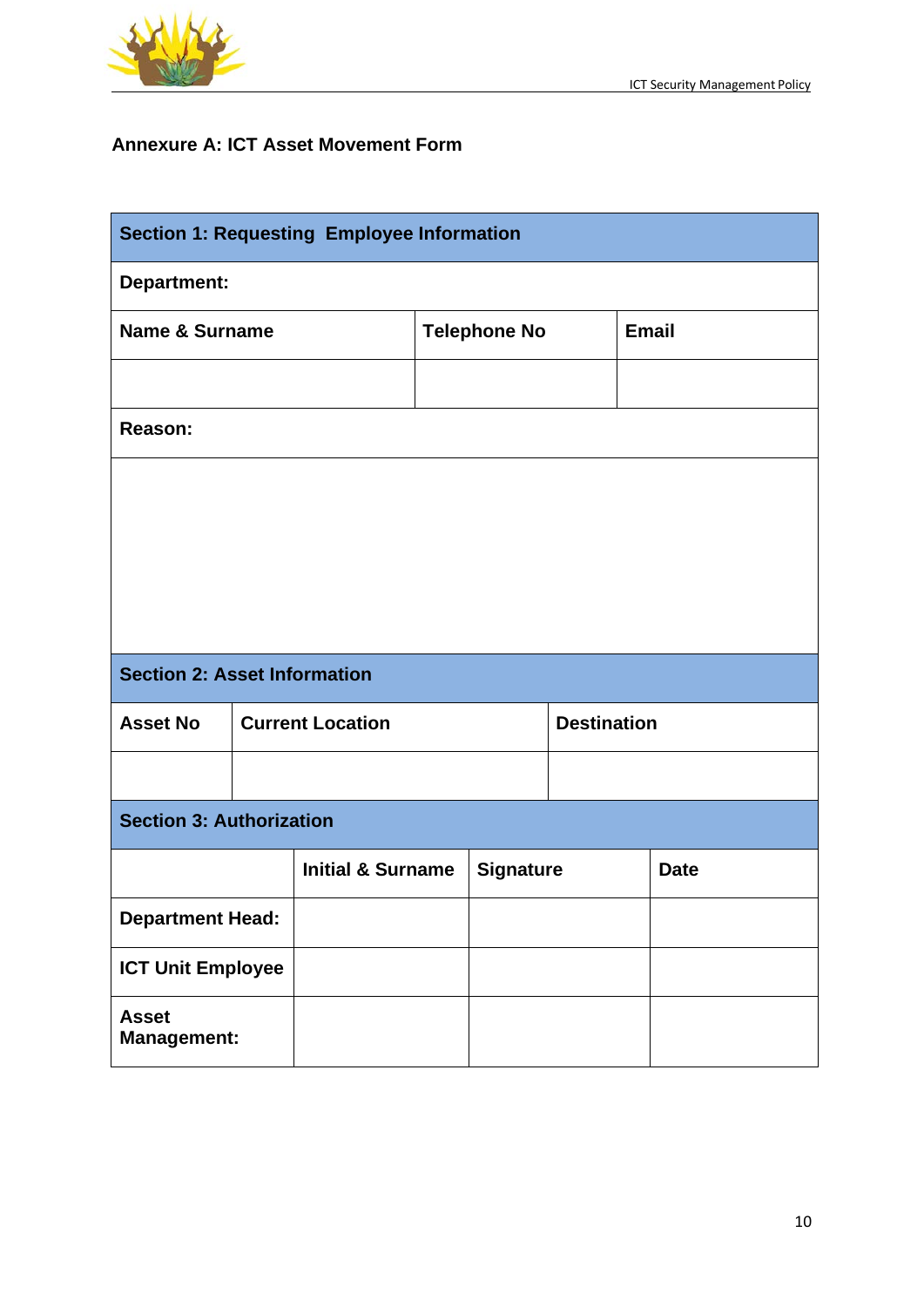## Annexure A: ICT Asset Movement Form

| **Section 1: Requesting Employee Information** | | |
|---|---|---|
| **Department:** | | |
| **Name & Surname** | **Telephone No** | **Email** |
| | | |
| **Reason:** | | |
| | | |

| **Section 2: Asset Information** | | |
|---|---|---|
| **Asset No** | **Current Location** | **Destination** |
| | | |

| **Section 3: Authorization** | | | |
|---|---|---|---|
| | **Initial & Surname** | **Signature** | **Date** |
| **Department Head:** | | | |
| **ICT Unit Employee** | | | |
| **Asset Management:** | | | |